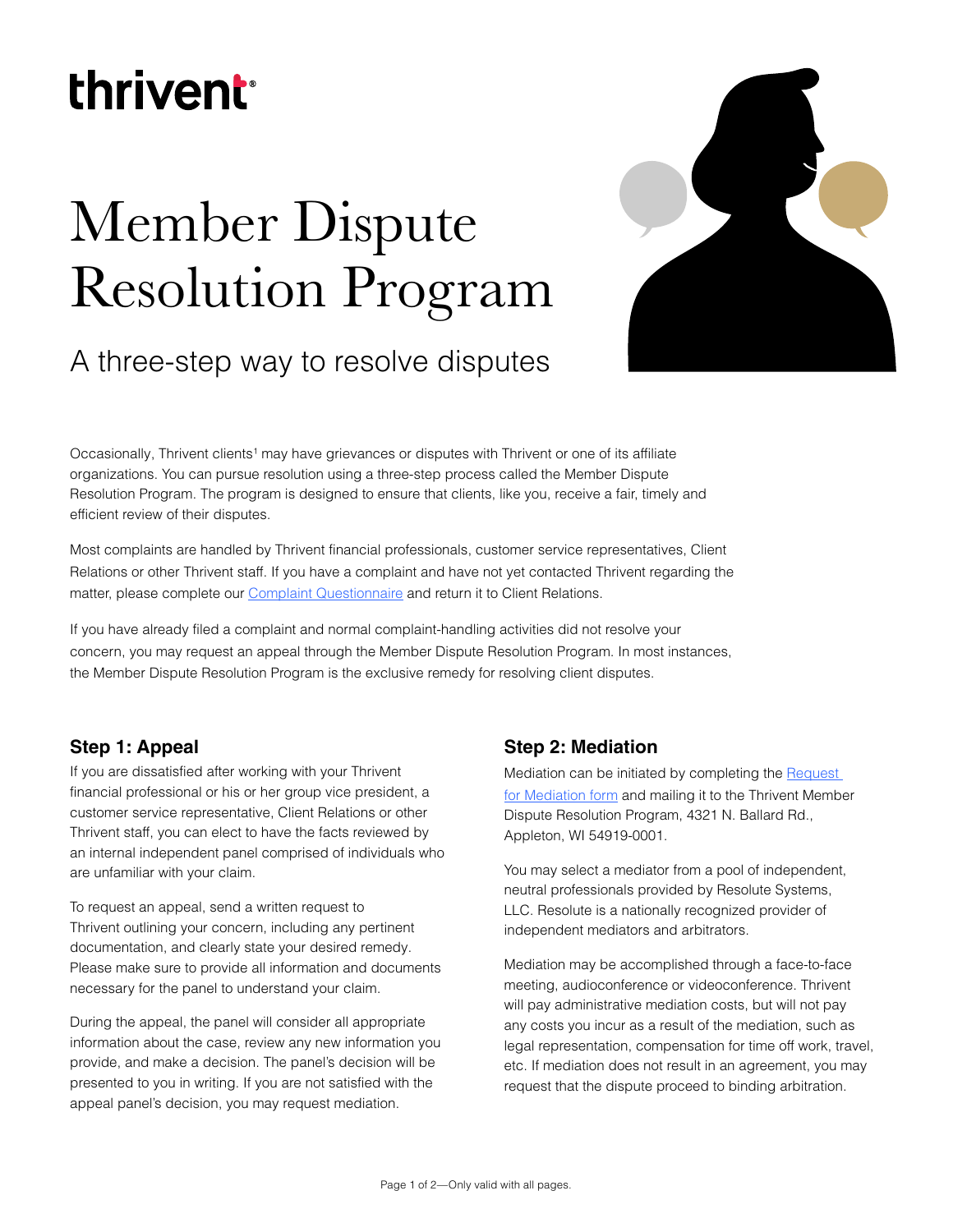thrivent

# Member Dispute Resolution Program

## A three-step way to resolve disputes

Occasionally, Thrivent clients[1] may have grievances or disputes with Thrivent or one of its affiliate organizations. You can pursue resolution using a three-step process called the Member Dispute Resolution Program. The program is designed to ensure that clients, like you, receive a fair, timely and efficient review of their disputes.

Most complaints are handled by Thrivent financial professionals, customer service representatives, Client Relations or other Thrivent staff. If you have a complaint and have not yet contacted Thrivent regarding the matter, please complete our Complaint Questionnaire and return it to Client Relations.

If you have already filed a complaint and normal complaint-handling activities did not resolve your concern, you may request an appeal through the Member Dispute Resolution Program. In most instances, the Member Dispute Resolution Program is the exclusive remedy for resolving client disputes.

### Step 1: Appeal

If you are dissatisfied after working with your Thrivent financial professional or his or her group vice president, a customer service representative, Client Relations or other Thrivent staff, you can elect to have the facts reviewed by an internal independent panel comprised of individuals who are unfamiliar with your claim.

To request an appeal, send a written request to Thrivent outlining your concern, including any pertinent documentation, and clearly state your desired remedy. Please make sure to provide all information and documents necessary for the panel to understand your claim.

During the appeal, the panel will consider all appropriate information about the case, review any new information you provide, and make a decision. The panel's decision will be presented to you in writing. If you are not satisfied with the appeal panel's decision, you may request mediation.

### Step 2: Mediation

Mediation can be initiated by completing the Request for Mediation form and mailing it to the Thrivent Member Dispute Resolution Program, 4321 N. Ballard Rd., Appleton, WI 54919-0001.

You may select a mediator from a pool of independent, neutral professionals provided by Resolute Systems, LLC. Resolute is a nationally recognized provider of independent mediators and arbitrators.

Mediation may be accomplished through a face-to-face meeting, audioconference or videoconference. Thrivent will pay administrative mediation costs, but will not pay any costs you incur as a result of the mediation, such as legal representation, compensation for time off work, travel, etc. If mediation does not result in an agreement, you may request that the dispute proceed to binding arbitration.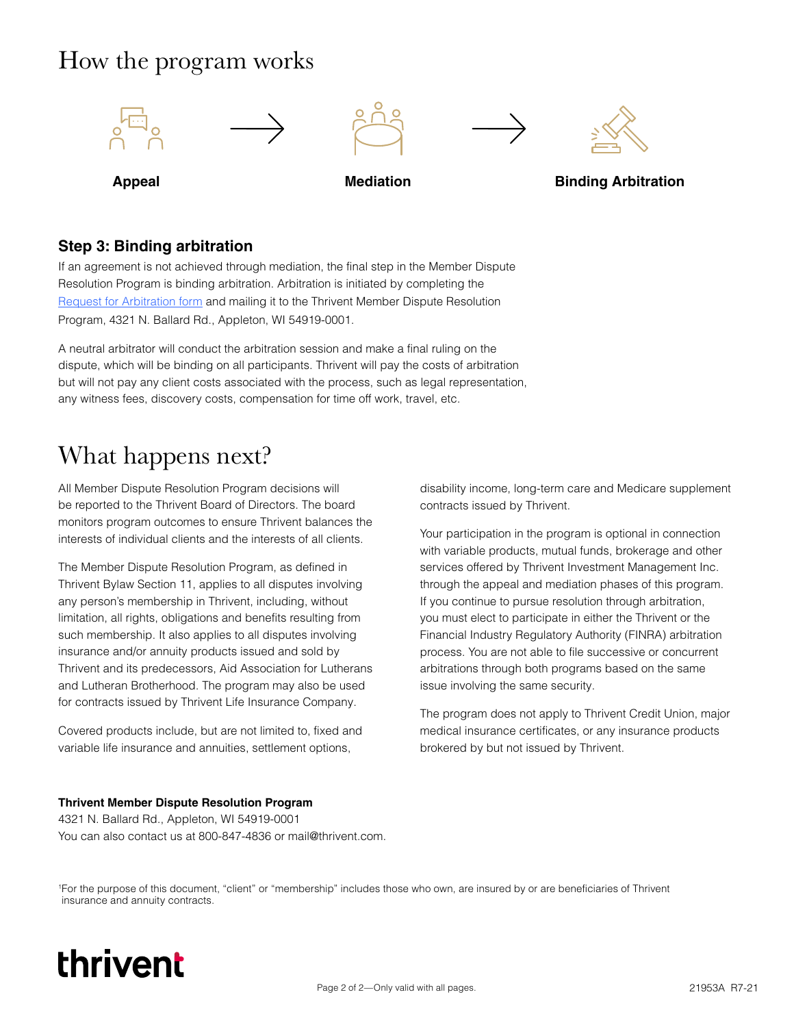# How the program works

Appeal → Mediation → Binding Arbitration

### Step 3: Binding arbitration

If an agreement is not achieved through mediation, the final step in the Member Dispute Resolution Program is binding arbitration. Arbitration is initiated by completing the Request for Arbitration form and mailing it to the Thrivent Member Dispute Resolution Program, 4321 N. Ballard Rd., Appleton, WI 54919-0001.

A neutral arbitrator will conduct the arbitration session and make a final ruling on the dispute, which will be binding on all participants. Thrivent will pay the costs of arbitration but will not pay any client costs associated with the process, such as legal representation, any witness fees, discovery costs, compensation for time off work, travel, etc.

# What happens next?

All Member Dispute Resolution Program decisions will be reported to the Thrivent Board of Directors. The board monitors program outcomes to ensure Thrivent balances the interests of individual clients and the interests of all clients.

The Member Dispute Resolution Program, as defined in Thrivent Bylaw Section 11, applies to all disputes involving any person's membership in Thrivent, including, without limitation, all rights, obligations and benefits resulting from such membership. It also applies to all disputes involving insurance and/or annuity products issued and sold by Thrivent and its predecessors, Aid Association for Lutherans and Lutheran Brotherhood. The program may also be used for contracts issued by Thrivent Life Insurance Company.

Covered products include, but are not limited to, fixed and variable life insurance and annuities, settlement options, disability income, long-term care and Medicare supplement contracts issued by Thrivent.

Your participation in the program is optional in connection with variable products, mutual funds, brokerage and other services offered by Thrivent Investment Management Inc. through the appeal and mediation phases of this program. If you continue to pursue resolution through arbitration, you must elect to participate in either the Thrivent or the Financial Industry Regulatory Authority (FINRA) arbitration process. You are not able to file successive or concurrent arbitrations through both programs based on the same issue involving the same security.

The program does not apply to Thrivent Credit Union, major medical insurance certificates, or any insurance products brokered by but not issued by Thrivent.

**Thrivent Member Dispute Resolution Program**
4321 N. Ballard Rd., Appleton, WI 54919-0001
You can also contact us at 800-847-4836 or mail@thrivent.com.

[1]For the purpose of this document, "client" or "membership" includes those who own, are insured by or are beneficiaries of Thrivent insurance and annuity contracts.

thrivent

Only valid with all pages.

21953A R7-21